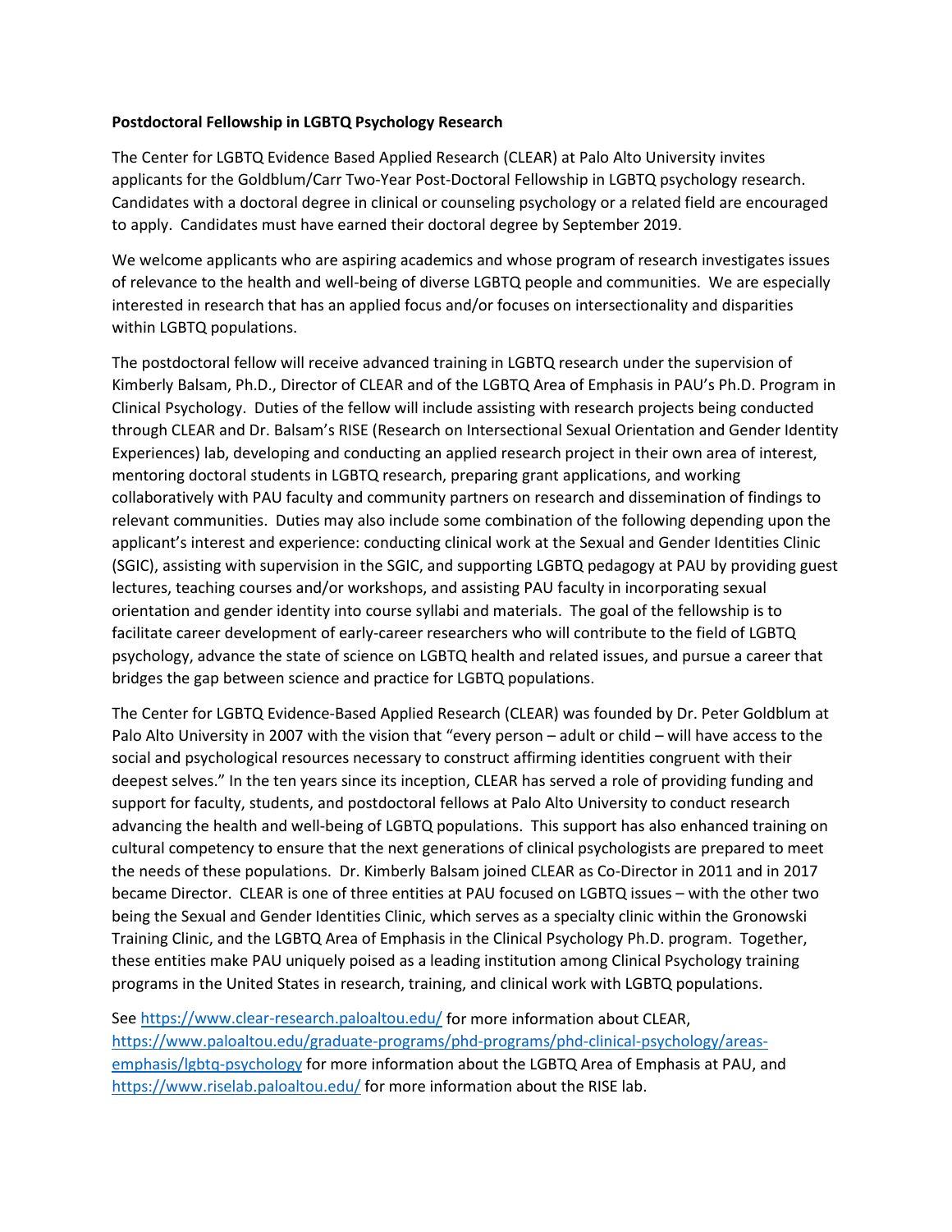**Postdoctoral Fellowship in LGBTQ Psychology Research**

The Center for LGBTQ Evidence Based Applied Research (CLEAR) at Palo Alto University invites applicants for the Goldblum/Carr Two-Year Post-Doctoral Fellowship in LGBTQ psychology research. Candidates with a doctoral degree in clinical or counseling psychology or a related field are encouraged to apply. Candidates must have earned their doctoral degree by September 2019.

We welcome applicants who are aspiring academics and whose program of research investigates issues of relevance to the health and well-being of diverse LGBTQ people and communities. We are especially interested in research that has an applied focus and/or focuses on intersectionality and disparities within LGBTQ populations.

The postdoctoral fellow will receive advanced training in LGBTQ research under the supervision of Kimberly Balsam, Ph.D., Director of CLEAR and of the LGBTQ Area of Emphasis in PAU's Ph.D. Program in Clinical Psychology. Duties of the fellow will include assisting with research projects being conducted through CLEAR and Dr. Balsam's RISE (Research on Intersectional Sexual Orientation and Gender Identity Experiences) lab, developing and conducting an applied research project in their own area of interest, mentoring doctoral students in LGBTQ research, preparing grant applications, and working collaboratively with PAU faculty and community partners on research and dissemination of findings to relevant communities. Duties may also include some combination of the following depending upon the applicant's interest and experience: conducting clinical work at the Sexual and Gender Identities Clinic (SGIC), assisting with supervision in the SGIC, and supporting LGBTQ pedagogy at PAU by providing guest lectures, teaching courses and/or workshops, and assisting PAU faculty in incorporating sexual orientation and gender identity into course syllabi and materials. The goal of the fellowship is to facilitate career development of early-career researchers who will contribute to the field of LGBTQ psychology, advance the state of science on LGBTQ health and related issues, and pursue a career that bridges the gap between science and practice for LGBTQ populations.

The Center for LGBTQ Evidence-Based Applied Research (CLEAR) was founded by Dr. Peter Goldblum at Palo Alto University in 2007 with the vision that "every person – adult or child – will have access to the social and psychological resources necessary to construct affirming identities congruent with their deepest selves." In the ten years since its inception, CLEAR has served a role of providing funding and support for faculty, students, and postdoctoral fellows at Palo Alto University to conduct research advancing the health and well-being of LGBTQ populations. This support has also enhanced training on cultural competency to ensure that the next generations of clinical psychologists are prepared to meet the needs of these populations. Dr. Kimberly Balsam joined CLEAR as Co-Director in 2011 and in 2017 became Director. CLEAR is one of three entities at PAU focused on LGBTQ issues – with the other two being the Sexual and Gender Identities Clinic, which serves as a specialty clinic within the Gronowski Training Clinic, and the LGBTQ Area of Emphasis in the Clinical Psychology Ph.D. program. Together, these entities make PAU uniquely poised as a leading institution among Clinical Psychology training programs in the United States in research, training, and clinical work with LGBTQ populations.

See https://www.clear-research.paloaltou.edu/ for more information about CLEAR, https://www.paloaltou.edu/graduate-programs/phd-programs/phd-clinical-psychology/areas-emphasis/lgbtq-psychology for more information about the LGBTQ Area of Emphasis at PAU, and https://www.riselab.paloaltou.edu/ for more information about the RISE lab.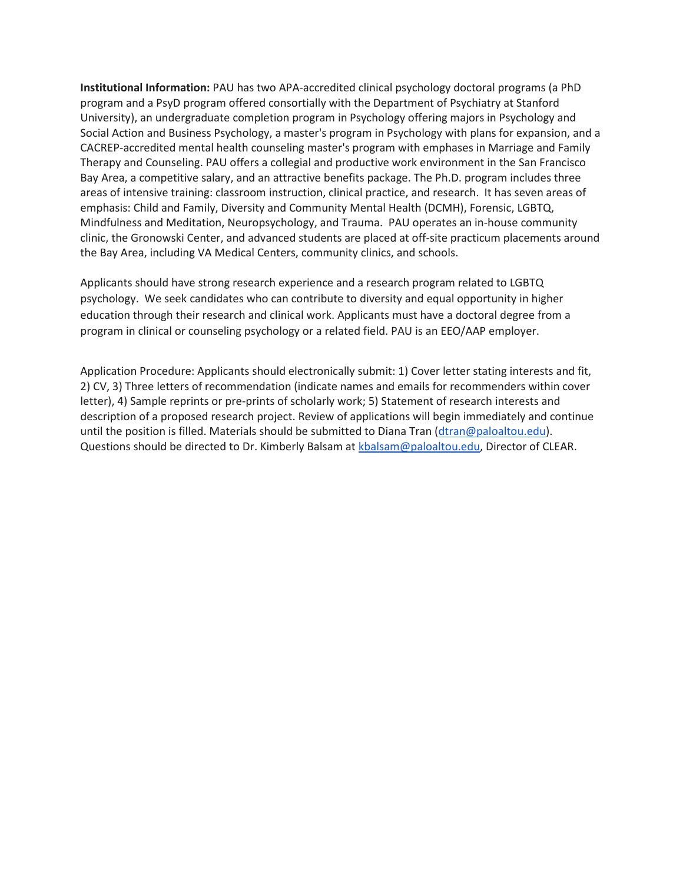**Institutional Information:** PAU has two APA-accredited clinical psychology doctoral programs (a PhD program and a PsyD program offered consortially with the Department of Psychiatry at Stanford University), an undergraduate completion program in Psychology offering majors in Psychology and Social Action and Business Psychology, a master's program in Psychology with plans for expansion, and a CACREP-accredited mental health counseling master's program with emphases in Marriage and Family Therapy and Counseling. PAU offers a collegial and productive work environment in the San Francisco Bay Area, a competitive salary, and an attractive benefits package. The Ph.D. program includes three areas of intensive training: classroom instruction, clinical practice, and research. It has seven areas of emphasis: Child and Family, Diversity and Community Mental Health (DCMH), Forensic, LGBTQ, Mindfulness and Meditation, Neuropsychology, and Trauma. PAU operates an in-house community clinic, the Gronowski Center, and advanced students are placed at off-site practicum placements around the Bay Area, including VA Medical Centers, community clinics, and schools.

Applicants should have strong research experience and a research program related to LGBTQ psychology. We seek candidates who can contribute to diversity and equal opportunity in higher education through their research and clinical work. Applicants must have a doctoral degree from a program in clinical or counseling psychology or a related field. PAU is an EEO/AAP employer.

Application Procedure: Applicants should electronically submit: 1) Cover letter stating interests and fit, 2) CV, 3) Three letters of recommendation (indicate names and emails for recommenders within cover letter), 4) Sample reprints or pre-prints of scholarly work; 5) Statement of research interests and description of a proposed research project. Review of applications will begin immediately and continue until the position is filled. Materials should be submitted to Diana Tran (dtran@paloaltou.edu). Questions should be directed to Dr. Kimberly Balsam at kbalsam@paloaltou.edu, Director of CLEAR.